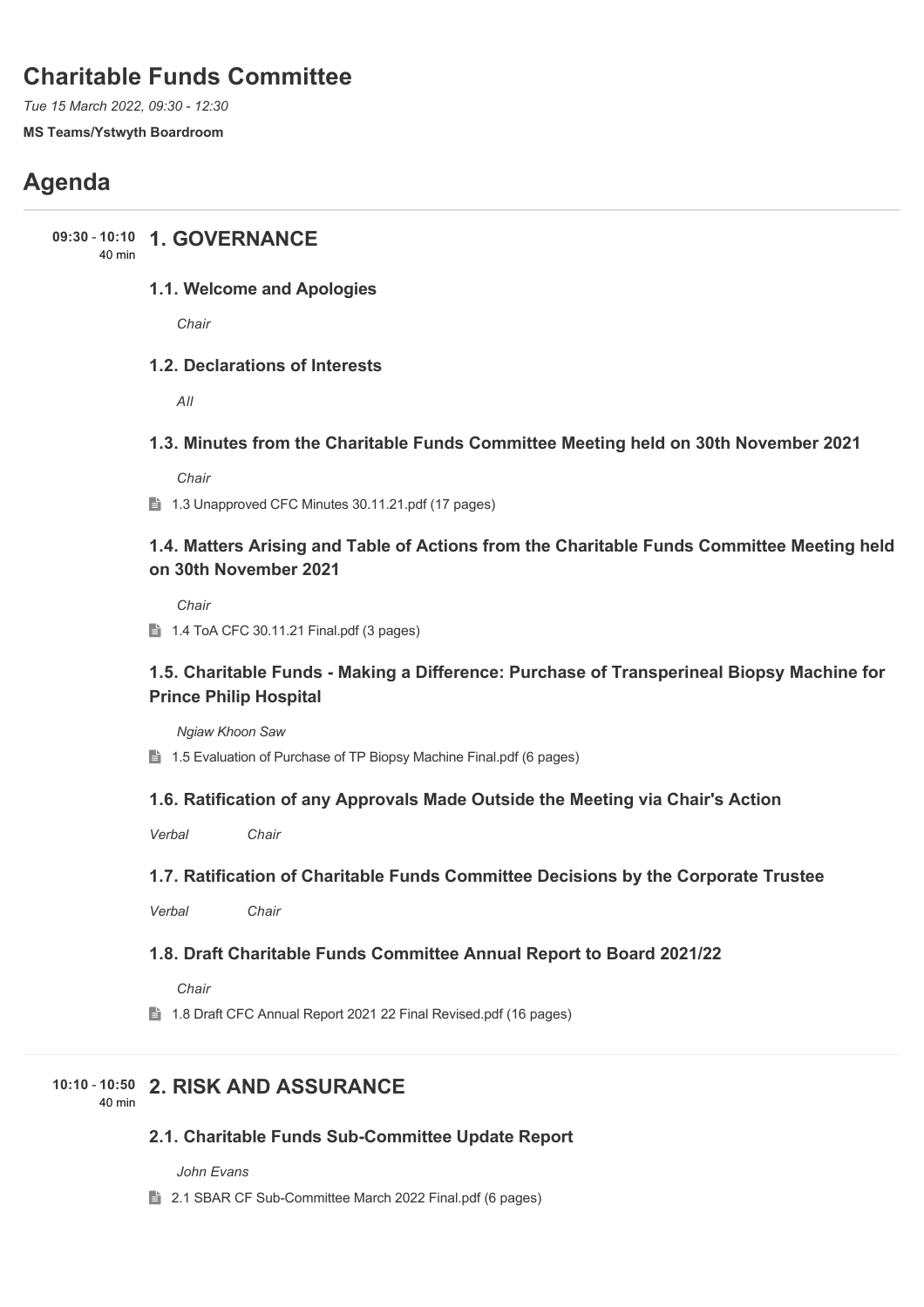# Charitable Funds Committee

*Tue 15 March 2022, 09:30 - 12:30*

**MS Teams/Ystwyth Boardroom**

# Agenda

## 09:30 - 10:10 (40 min) 1. GOVERNANCE

### 1.1. Welcome and Apologies

*Chair*

### 1.2. Declarations of Interests

*All*

### 1.3. Minutes from the Charitable Funds Committee Meeting held on 30th November 2021

*Chair*

1.3 Unapproved CFC Minutes 30.11.21.pdf (17 pages)

### 1.4. Matters Arising and Table of Actions from the Charitable Funds Committee Meeting held on 30th November 2021

*Chair*

1.4 ToA CFC 30.11.21 Final.pdf (3 pages)

### 1.5. Charitable Funds - Making a Difference: Purchase of Transperineal Biopsy Machine for Prince Philip Hospital

*Ngiaw Khoon Saw*

1.5 Evaluation of Purchase of TP Biopsy Machine Final.pdf (6 pages)

### 1.6. Ratification of any Approvals Made Outside the Meeting via Chair's Action

*Verbal* *Chair*

### 1.7. Ratification of Charitable Funds Committee Decisions by the Corporate Trustee

*Verbal* *Chair*

### 1.8. Draft Charitable Funds Committee Annual Report to Board 2021/22

*Chair*

1.8 Draft CFC Annual Report 2021 22 Final Revised.pdf (16 pages)

## 10:10 - 10:50 (40 min) 2. RISK AND ASSURANCE

### 2.1. Charitable Funds Sub-Committee Update Report

*John Evans*

2.1 SBAR CF Sub-Committee March 2022 Final.pdf (6 pages)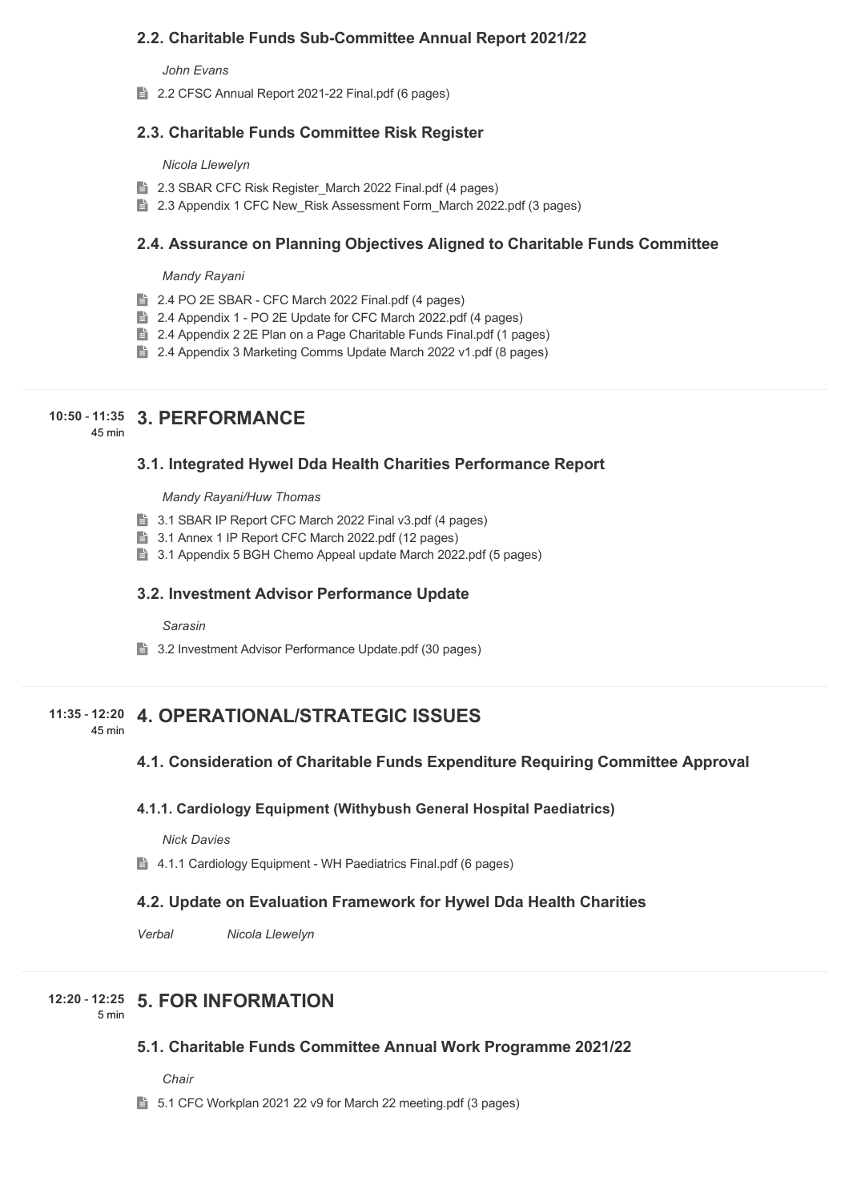### 2.2. Charitable Funds Sub-Committee Annual Report 2021/22

*John Evans*

- 2.2 CFSC Annual Report 2021-22 Final.pdf (6 pages)

### 2.3. Charitable Funds Committee Risk Register

*Nicola Llewelyn*

- 2.3 SBAR CFC Risk Register_March 2022 Final.pdf (4 pages)
- 2.3 Appendix 1 CFC New_Risk Assessment Form_March 2022.pdf (3 pages)

### 2.4. Assurance on Planning Objectives Aligned to Charitable Funds Committee

*Mandy Rayani*

- 2.4 PO 2E SBAR - CFC March 2022 Final.pdf (4 pages)
- 2.4 Appendix 1 - PO 2E Update for CFC March 2022.pdf (4 pages)
- 2.4 Appendix 2 2E Plan on a Page Charitable Funds Final.pdf (1 pages)
- 2.4 Appendix 3 Marketing Comms Update March 2022 v1.pdf (8 pages)

**10:50 - 11:35** 45 min

## 3. PERFORMANCE

### 3.1. Integrated Hywel Dda Health Charities Performance Report

*Mandy Rayani/Huw Thomas*

- 3.1 SBAR IP Report CFC March 2022 Final v3.pdf (4 pages)
- 3.1 Annex 1 IP Report CFC March 2022.pdf (12 pages)
- 3.1 Appendix 5 BGH Chemo Appeal update March 2022.pdf (5 pages)

### 3.2. Investment Advisor Performance Update

*Sarasin*

- 3.2 Investment Advisor Performance Update.pdf (30 pages)

**11:35 - 12:20** 45 min

## 4. OPERATIONAL/STRATEGIC ISSUES

### 4.1. Consideration of Charitable Funds Expenditure Requiring Committee Approval

#### 4.1.1. Cardiology Equipment (Withybush General Hospital Paediatrics)

*Nick Davies*

- 4.1.1 Cardiology Equipment - WH Paediatrics Final.pdf (6 pages)

### 4.2. Update on Evaluation Framework for Hywel Dda Health Charities

*Verbal* *Nicola Llewelyn*

**12:20 - 12:25** 5 min

## 5. FOR INFORMATION

### 5.1. Charitable Funds Committee Annual Work Programme 2021/22

*Chair*

- 5.1 CFC Workplan 2021 22 v9 for March 22 meeting.pdf (3 pages)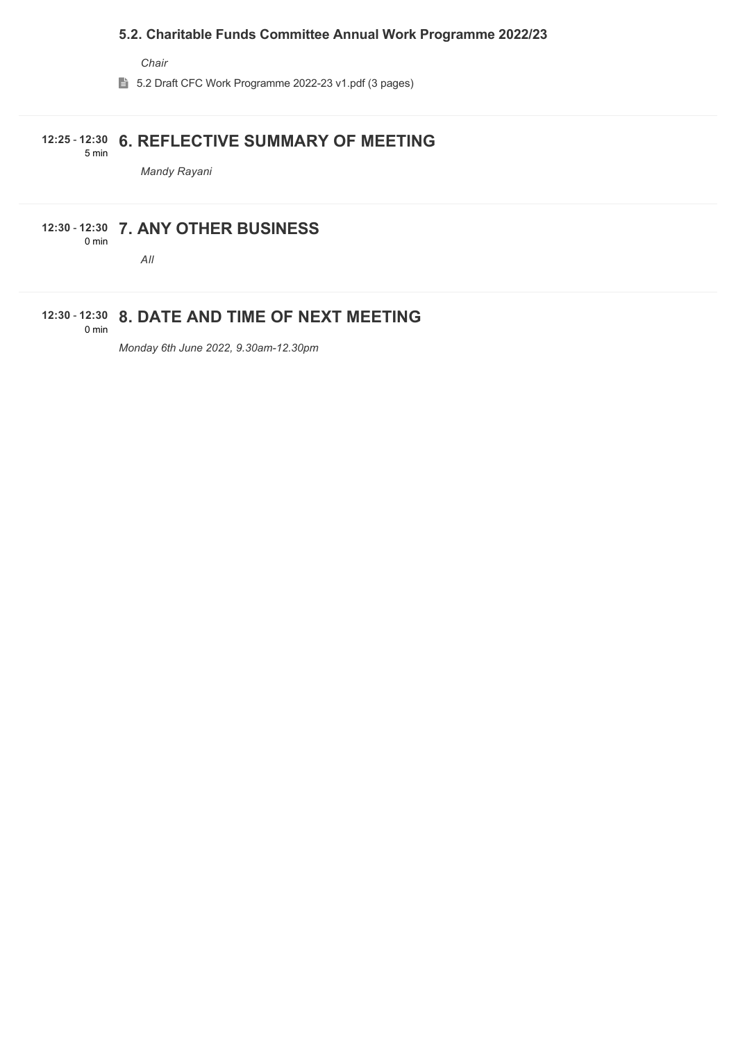### 5.2. Charitable Funds Committee Annual Work Programme 2022/23

*Chair*

5.2 Draft CFC Work Programme 2022-23 v1.pdf (3 pages)

**12:25 - 12:30**
5 min

## 6. REFLECTIVE SUMMARY OF MEETING

*Mandy Rayani*

**12:30 - 12:30**
0 min

## 7. ANY OTHER BUSINESS

*All*

**12:30 - 12:30**
0 min

## 8. DATE AND TIME OF NEXT MEETING

*Monday 6th June 2022, 9.30am-12.30pm*